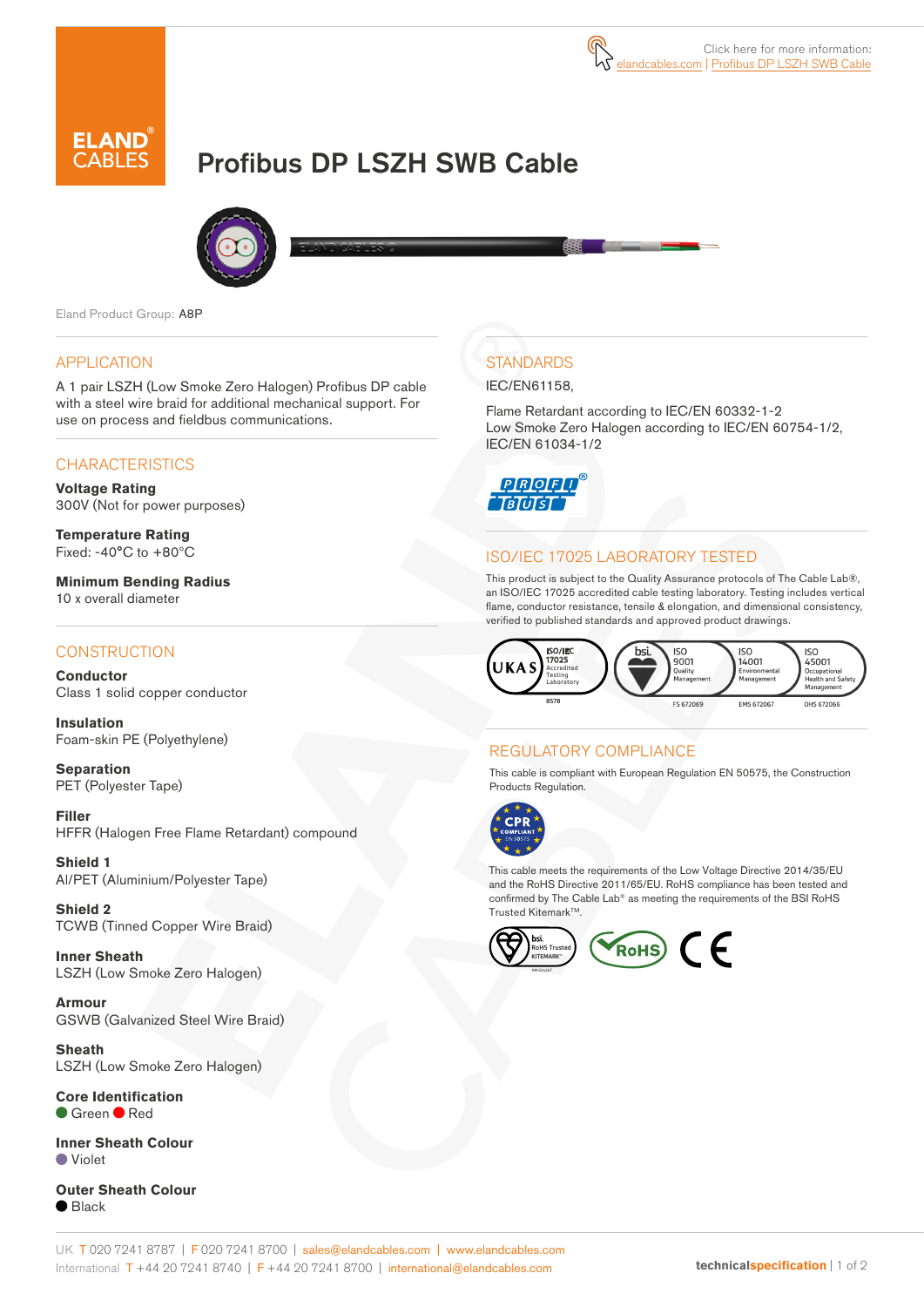Click here for more information: elandcables.com | Profibus DP LSZH SWB Cable

# Profibus DP LSZH SWB Cable

Eland Product Group: A8P

## APPLICATION

A 1 pair LSZH (Low Smoke Zero Halogen) Profibus DP cable with a steel wire braid for additional mechanical support. For use on process and fieldbus communications.

## CHARACTERISTICS

**Voltage Rating**
300V (Not for power purposes)

**Temperature Rating**
Fixed: -40°C to +80°C

**Minimum Bending Radius**
10 x overall diameter

## CONSTRUCTION

**Conductor**
Class 1 solid copper conductor

**Insulation**
Foam-skin PE (Polyethylene)

**Separation**
PET (Polyester Tape)

**Filler**
HFFR (Halogen Free Flame Retardant) compound

**Shield 1**
Al/PET (Aluminium/Polyester Tape)

**Shield 2**
TCWB (Tinned Copper Wire Braid)

**Inner Sheath**
LSZH (Low Smoke Zero Halogen)

**Armour**
GSWB (Galvanized Steel Wire Braid)

**Sheath**
LSZH (Low Smoke Zero Halogen)

**Core Identification**
Green, Red

**Inner Sheath Colour**
Violet

**Outer Sheath Colour**
Black

## STANDARDS

IEC/EN61158,

Flame Retardant according to IEC/EN 60332-1-2
Low Smoke Zero Halogen according to IEC/EN 60754-1/2, IEC/EN 61034-1/2

## ISO/IEC 17025 LABORATORY TESTED

This product is subject to the Quality Assurance protocols of The Cable Lab®, an ISO/IEC 17025 accredited cable testing laboratory. Testing includes vertical flame, conductor resistance, tensile & elongation, and dimensional consistency, verified to published standards and approved product drawings.

UKAS ISO/IEC 17025 Accredited Testing Laboratory 8578 | bsi ISO 9001 Quality Management FS 672069 | ISO 14001 Environmental Management EMS 672067 | ISO 45001 Occupational Health and Safety Management OHS 672066

## REGULATORY COMPLIANCE

This cable is compliant with European Regulation EN 50575, the Construction Products Regulation.

This cable meets the requirements of the Low Voltage Directive 2014/35/EU and the RoHS Directive 2011/65/EU. RoHS compliance has been tested and confirmed by The Cable Lab® as meeting the requirements of the BSI RoHS Trusted Kitemark™.

UK T 020 7241 8787 | F 020 7241 8700 | sales@elandcables.com | www.elandcables.com
International T +44 20 7241 8740 | F +44 20 7241 8700 | international@elandcables.com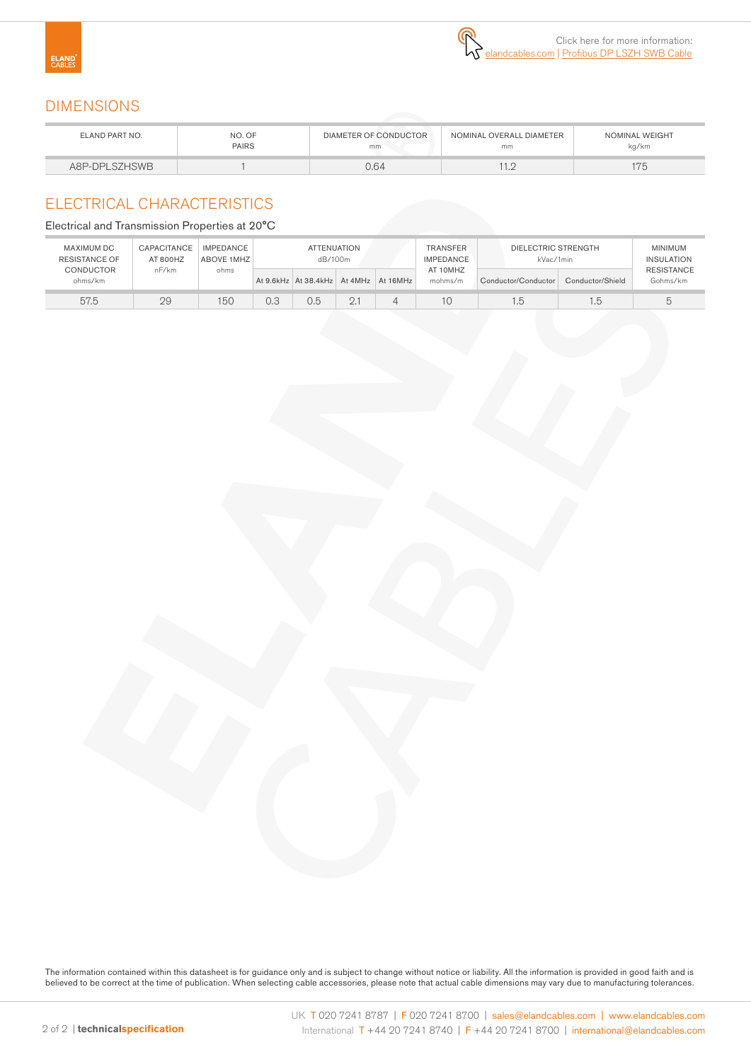Click here for more information: elandcables.com | Profibus DP LSZH SWB Cable

## DIMENSIONS

| ELAND PART NO. | NO. OF PAIRS | DIAMETER OF CONDUCTOR mm | NOMINAL OVERALL DIAMETER mm | NOMINAL WEIGHT kg/km |
|---|---|---|---|---|
| A8P-DPLSZHSWB | 1 | 0.64 | 11.2 | 175 |

## ELECTRICAL CHARACTERISTICS

Electrical and Transmission Properties at 20°C

| MAXIMUM DC RESISTANCE OF CONDUCTOR ohms/km | CAPACITANCE AT 800HZ nF/km | IMPEDANCE ABOVE 1MHZ ohms | ATTENUATION dB/100m | | | | TRANSFER IMPEDANCE AT 10MHZ mohms/m | DIELECTRIC STRENGTH kVac/1min | | MINIMUM INSULATION RESISTANCE Gohms/km |
|---|---|---|---|---|---|---|---|---|---|---|
| | | | At 9.6kHz | At 38.4kHz | At 4MHz | At 16MHz | | Conductor/Conductor | Conductor/Shield | |
| 57.5 | 29 | 150 | 0.3 | 0.5 | 2.1 | 4 | 10 | 1.5 | 1.5 | 5 |

The information contained within this datasheet is for guidance only and is subject to change without notice or liability. All the information is provided in good faith and is believed to be correct at the time of publication. When selecting cable accessories, please note that actual cable dimensions may vary due to manufacturing tolerances.

UK T 020 7241 8787 | F 020 7241 8700 | sales@elandcables.com | www.elandcables.com
International T +44 20 7241 8740 | F +44 20 7241 8700 | international@elandcables.com